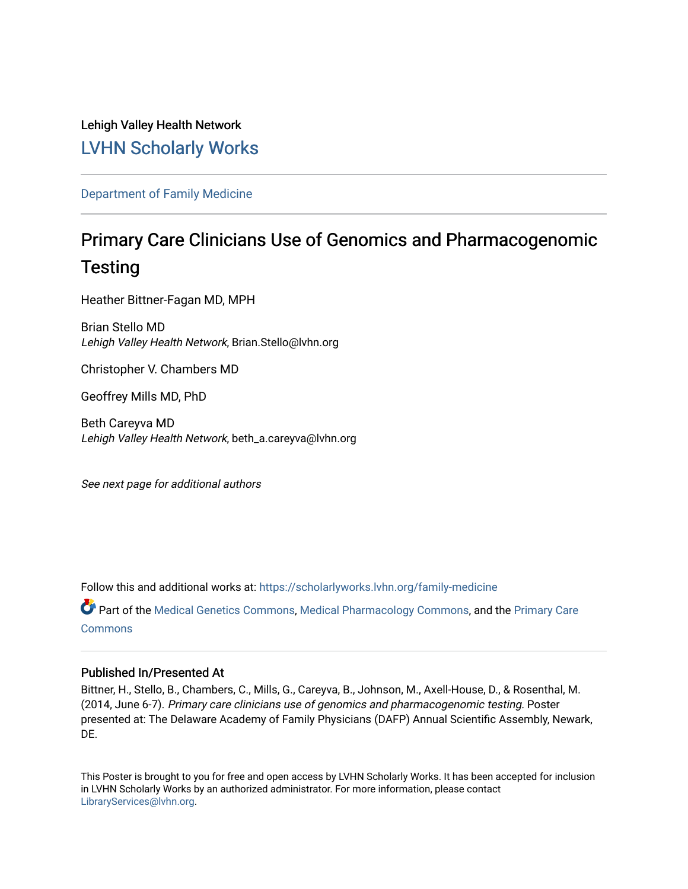Lehigh Valley Health Network

LVHN Scholarly Works

Department of Family Medicine

# Primary Care Clinicians Use of Genomics and Pharmacogenomic Testing

Heather Bittner-Fagan MD, MPH

Brian Stello MD
*Lehigh Valley Health Network*, Brian.Stello@lvhn.org

Christopher V. Chambers MD

Geoffrey Mills MD, PhD

Beth Careyva MD
*Lehigh Valley Health Network*, beth_a.careyva@lvhn.org

*See next page for additional authors*

Follow this and additional works at: https://scholarlyworks.lvhn.org/family-medicine

Part of the Medical Genetics Commons, Medical Pharmacology Commons, and the Primary Care Commons

## Published In/Presented At

Bittner, H., Stello, B., Chambers, C., Mills, G., Careyva, B., Johnson, M., Axell-House, D., & Rosenthal, M. (2014, June 6-7). *Primary care clinicians use of genomics and pharmacogenomic testing.* Poster presented at: The Delaware Academy of Family Physicians (DAFP) Annual Scientific Assembly, Newark, DE.

This Poster is brought to you for free and open access by LVHN Scholarly Works. It has been accepted for inclusion in LVHN Scholarly Works by an authorized administrator. For more information, please contact LibraryServices@lvhn.org.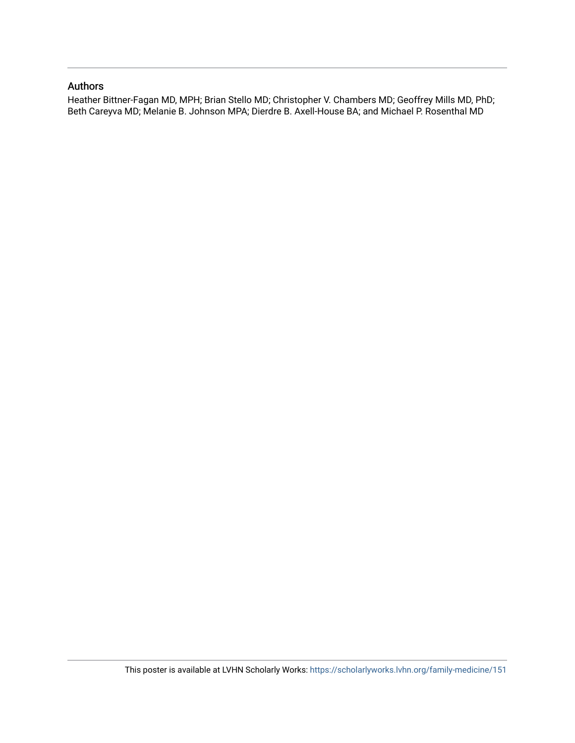## Authors

Heather Bittner-Fagan MD, MPH; Brian Stello MD; Christopher V. Chambers MD; Geoffrey Mills MD, PhD; Beth Careyva MD; Melanie B. Johnson MPA; Dierdre B. Axell-House BA; and Michael P. Rosenthal MD

This poster is available at LVHN Scholarly Works: https://scholarlyworks.lvhn.org/family-medicine/151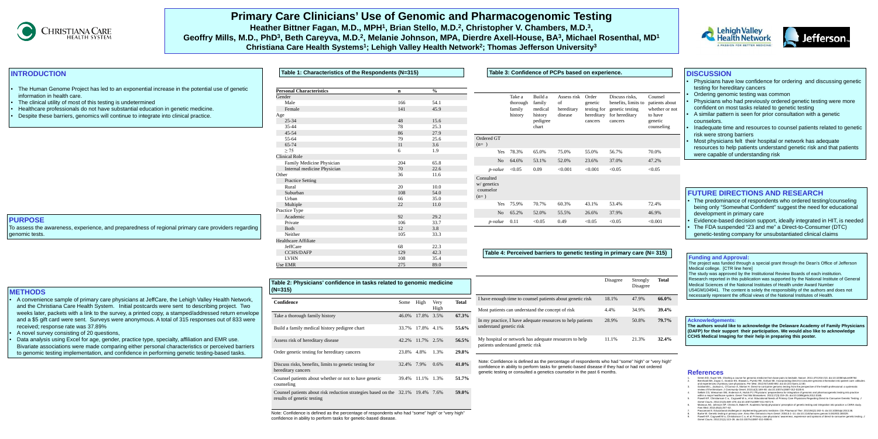# Primary Care Clinicians' Use of Genomic and Pharmacogenomic Testing

**Heather Bittner Fagan, M.D., MPH[1], Brian Stello, M.D.[2], Christopher V. Chambers, M.D.[3], Geoffry Mills, M.D., PhD[3], Beth Careyva, M.D.[2], Melanie Johnson, MPA, Dierdre Axell-House, BA[3], Michael Rosenthal, MD[1]**

**Christiana Care Health Systems[1]; Lehigh Valley Health Network[2]; Thomas Jefferson University[3]**

## INTRODUCTION

- The Human Genome Project has led to an exponential increase in the potential use of genetic information in health care.
- The clinical utility of most of this testing is undetermined
- Healthcare professionals do not have substantial education in genetic medicine.
- Despite these barriers, genomics will continue to integrate into clinical practice.

## PURPOSE

To assess the awareness, experience, and preparedness of regional primary care providers regarding genomic tests.

## METHODS

- A convenience sample of primary care physicians at JeffCare, the Lehigh Valley Health Network, and the Christiana Care Health System. Initial postcards were sent to describing project. Two weeks later, packets with a link to the survey, a printed copy, a stamped/addressed return envelope and a $5 gift card were sent. Surveys were anonymous. A total of 315 responses out of 833 were received; response rate was 37.89%
- A novel survey consisting of 20 questions,
- Data analysis using Excel for age, gender, practice type, specialty, affiliation and EMR use. Bivariate associations were made comparing either personal characteristics or perceived barriers to genomic testing implementation, and confidence in performing genetic testing-based tasks.

**Table 1: Characteristics of the Respondents (N=315)**

| Personal Characteristics | n | % |
|---|---|---|
| Gender | | |
| Male | 166 | 54.1 |
| Female | 141 | 45.9 |
| Age | | |
| 25-34 | 48 | 15.6 |
| 35-44 | 78 | 25.3 |
| 45-54 | 86 | 27.9 |
| 55-64 | 79 | 25.6 |
| 65-74 | 11 | 3.6 |
| ≥ 75 | 6 | 1.9 |
| Clinical Role | | |
| Family Medicine Physician | 204 | 65.8 |
| Internal medicine Physician | 70 | 22.6 |
| Other | 36 | 11.6 |
| Practice Setting | | |
| Rural | 20 | 10.0 |
| Suburban | 108 | 54.0 |
| Urban | 66 | 35.0 |
| Multiple | 22 | 11.0 |
| Practice Type | | |
| Academic | 92 | 29.2 |
| Private | 106 | 33.7 |
| Both | 12 | 3.8 |
| Neither | 105 | 33.3 |
| Healthcare Affiliate | | |
| JeffCare | 68 | 22.3 |
| CCHS/DAFP | 129 | 42.3 |
| LVHN | 108 | 35.4 |
| Use EMR | 275 | 89.0 |

**Table 2: Physicians' confidence in tasks related to genomic medicine (N=315)**

| Confidence | Some | High | Very High | Total |
|---|---|---|---|---|
| Take a thorough family history | 46.0% | 17.8% | 3.5% | **67.3%** |
| Build a family medical history pedigree chart | 33.7% | 17.8% | 4.1% | **55.6%** |
| Assess risk of hereditary disease | 42.2% | 11.7% | 2.5% | **56.5%** |
| Order genetic testing for hereditary cancers | 23.8% | 4.8% | 1.3% | **29.8%** |
| Discuss risks, benefits, limits to genetic testing for hereditary cancers | 32.4% | 7.9% | 0.6% | **41.0%** |
| Counsel patients about whether or not to have genetic counseling | 39.4% | 11.1% | 1.3% | **51.7%** |
| Counsel patients about risk reduction strategies based on the results of genetic testing | 32.1% | 19.4% | 7.6% | **59.0%** |

Note: Confidence is defined as the percentage of respondents who had "some" high" or "very high" confidence in ability to perform tasks for genetic-based disease.

**Table 3: Confidence of PCPs based on experience.**

| | | Take a thorough family history | Build a family medical history pedigree chart | Assess risk of hereditary disease | Order genetic testing for hereditary cancers | Discuss risks, benefits, limits to genetic testing for hereditary cancers | Counsel patients about whether or not to have genetic counseling |
|---|---|---|---|---|---|---|---|
| Ordered GT (n= ) | | | | | | | |
| | Yes | 78.3% | 65.0% | 75.0% | 55.0% | 56.7% | 70.0% |
| | No | 64.6% | 53.1% | 52.0% | 23.6% | 37.0% | 47.2% |
| | *p-value* | <0.05 | 0.09 | <0.001 | <0.001 | <0.05 | <0.05 |
| Consulted w/ genetics counselor (n= ) | | | | | | | |
| | Yes | 75.9% | 70.7% | 60.3% | 43.1% | 53.4% | 72.4% |
| | No | 65.2% | 52.0% | 55.5% | 26.6% | 37.9% | 46.9% |
| | *p-value* | 0.11 | <0.05 | 0.49 | <0.05 | <0.05 | <0.001 |

**Table 4: Perceived barriers to genetic testing in primary care (N= 315)**

| | Disagree | Strongly Disagree | Total |
|---|---|---|---|
| I have enough time to counsel patients about genetic risk | 18.1% | 47.9% | **66.0%** |
| Most patients can understand the concept of risk | 4.4% | 34.9% | **39.4%** |
| In my practice, I have adequate resources to help patients understand genetic risk | 28.9% | 50.8% | **79.7%** |
| My hospital or network has adequate resources to help patients understand genetic risk | 11.1% | 21.3% | **32.4%** |

Note: Confidence is defined as the percentage of respondents who had "some" high" or "very high" confidence in ability to perform tasks for genetic-based disease if they had or had not ordered genetic testing or consulted a genetics counselor in the past 6 months.

## DISCUSSION

- Physicians have low confidence for ordering and discussing genetic testing for hereditary cancers
- Ordering genomic testing was common
- Physicians who had previously ordered genetic testing were more confident on most tasks related to genetic testing
- A similar pattern is seen for prior consultation with a genetic counselors.
- Inadequate time and resources to counsel patients related to genetic risk were strong barriers
- Most physicians felt their hospital or network has adequate resources to help patients understand genetic risk and that patients were capable of understanding risk

## FUTURE DIRECTIONS AND RESEARCH

- The predominance of respondents who ordered testing/counseling being only "Somewhat Confident" suggest the need for educational development in primary care
- Evidence-based decision support, ideally integrated in HIT, is needed
- The FDA suspended "23 and me" a Direct-to-Consumer (DTC) genetic-testing company for unsubstantiated clinical claims

### Funding and Approval:

The project was funded through a special grant through the Dean's Office of Jefferson Medical college. [CTR line here]
The study was approved by the Institutional Review Boards of each institution.
Research reported in this publication was supported by the National Institute of General Medical Sciences of the National Institutes of Health under Award Number U54GM104941. The content is solely the responsibility of the authors and does not necessarily represent the official views of the National Institutes of Health.

### Acknowledgements:

**The authors would like to acknowledge the Delaware Academy of Family Physicians (DAFP) for their support their participation. We would also like to acknowledge CCHS Medical Imaging for their help in preparing this poster.**

## References

1. Green ED, Guyer MS. Charting a course for genomic medicine from base pairs to bedside. Nature. 2011;470:204-213. doi:10.1038/nature09764
2. Bernhardt BA, Zayac C, Gordon ES, Wawak L, Pyeritz RE, Gollust SE. Incorporating direct-to-consumer genomic information into patient care: attitudes and experiences of primary care physicians. Per Med. 2012;9(7):683-692. doi:10.2217/pme.12.80
3. Goldsmith L, Jackson L, O'Connor A, Skirton H. Direct-to-consumer genomic testing from the perspective of the health professional: a systematic review of the literature. J Community Genet. 2013;4(2):169-80. doi:10.1007/s12687-012-0135-6
4. Mellen CS, Wiesman RM, Anderson A, Hulick PJ. Physicians' preparedness for integration of genomic and pharmacogenetic testing into practice within a major healthcare system. Genet Test Mol Biomarkers. 2013;17(3):224-35. doi:10.1089/gtmb.2012.0168
5. Powell KP, Christianson C a., Cogswell W a., et al. Educational Needs of Primary Care Physicians Regarding Direct-to-Consumer Genetic Testing. J Genet Couns. 2012;21(3):469-478. doi:10.1007/s10897-011-9471-9
6. Mainous AG, Johnson SP, Chirina S, Baker R. Academic family physicians' perception of genetic testing and integration into practice: a CERA study. Fam Med. 2013;45(4):257-62.
7. Passamani E. Educational challenges in implementing genomic medicine. Clin Pharmacol Ther. 2013;94(2):192-5. doi:10.1038/clpt.2013.98
8. Burke W. Genetic testing in primary care. Annu Rev Genomics Hum Genet. 2004;5:1-14. doi:10.1146/annurev.genom.5.061903.180029
9. Powell KP, Cogswell W a, Christianson C a, et al. Primary care physicians' awareness, experience and opinions of direct-to-consumer genetic testing. J Genet Couns. 2012;21(1):113-26. doi:10.1007/s10897-011-9390-9.